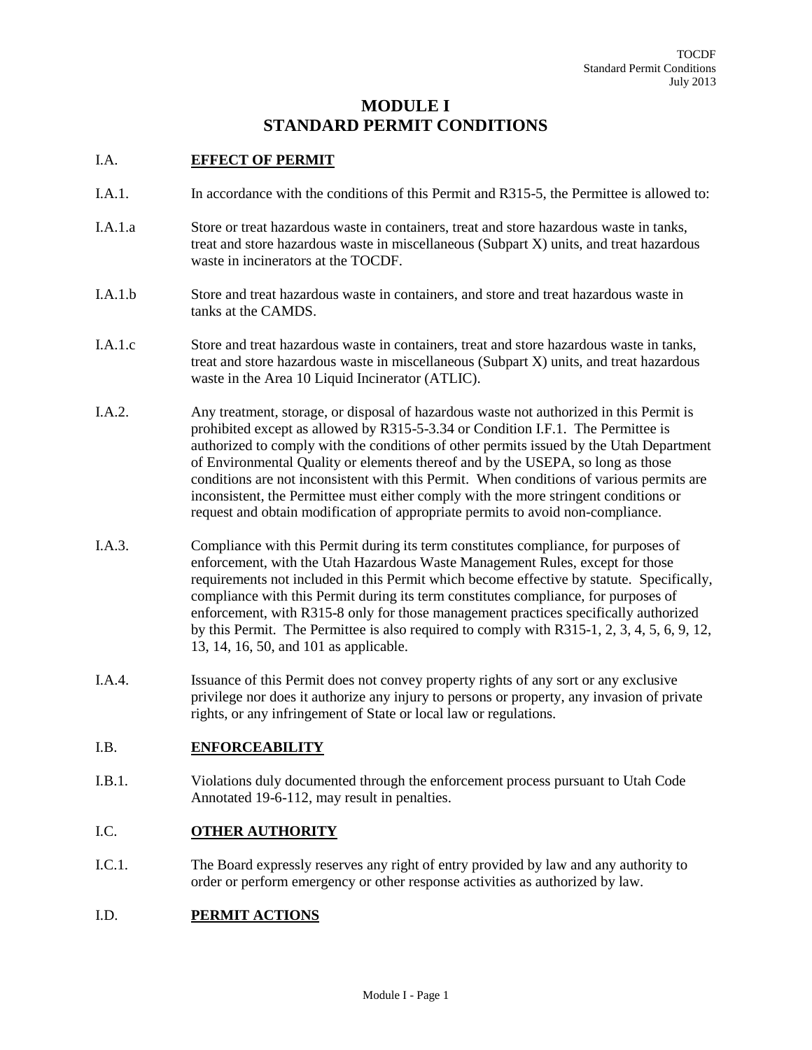# MODULE I
# STANDARD PERMIT CONDITIONS

## I.A. EFFECT OF PERMIT

I.A.1. In accordance with the conditions of this Permit and R315-5, the Permittee is allowed to:

I.A.1.a Store or treat hazardous waste in containers, treat and store hazardous waste in tanks, treat and store hazardous waste in miscellaneous (Subpart X) units, and treat hazardous waste in incinerators at the TOCDF.

I.A.1.b Store and treat hazardous waste in containers, and store and treat hazardous waste in tanks at the CAMDS.

I.A.1.c Store and treat hazardous waste in containers, treat and store hazardous waste in tanks, treat and store hazardous waste in miscellaneous (Subpart X) units, and treat hazardous waste in the Area 10 Liquid Incinerator (ATLIC).

I.A.2. Any treatment, storage, or disposal of hazardous waste not authorized in this Permit is prohibited except as allowed by R315-5-3.34 or Condition I.F.1. The Permittee is authorized to comply with the conditions of other permits issued by the Utah Department of Environmental Quality or elements thereof and by the USEPA, so long as those conditions are not inconsistent with this Permit. When conditions of various permits are inconsistent, the Permittee must either comply with the more stringent conditions or request and obtain modification of appropriate permits to avoid non-compliance.

I.A.3. Compliance with this Permit during its term constitutes compliance, for purposes of enforcement, with the Utah Hazardous Waste Management Rules, except for those requirements not included in this Permit which become effective by statute. Specifically, compliance with this Permit during its term constitutes compliance, for purposes of enforcement, with R315-8 only for those management practices specifically authorized by this Permit. The Permittee is also required to comply with R315-1, 2, 3, 4, 5, 6, 9, 12, 13, 14, 16, 50, and 101 as applicable.

I.A.4. Issuance of this Permit does not convey property rights of any sort or any exclusive privilege nor does it authorize any injury to persons or property, any invasion of private rights, or any infringement of State or local law or regulations.

## I.B. ENFORCEABILITY

I.B.1. Violations duly documented through the enforcement process pursuant to Utah Code Annotated 19-6-112, may result in penalties.

## I.C. OTHER AUTHORITY

I.C.1. The Board expressly reserves any right of entry provided by law and any authority to order or perform emergency or other response activities as authorized by law.

## I.D. PERMIT ACTIONS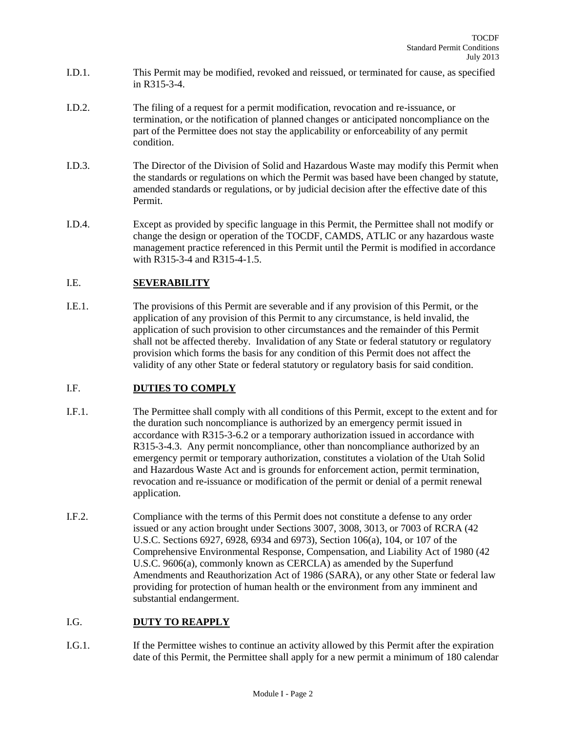I.D.1. This Permit may be modified, revoked and reissued, or terminated for cause, as specified in R315-3-4.

I.D.2. The filing of a request for a permit modification, revocation and re-issuance, or termination, or the notification of planned changes or anticipated noncompliance on the part of the Permittee does not stay the applicability or enforceability of any permit condition.

I.D.3. The Director of the Division of Solid and Hazardous Waste may modify this Permit when the standards or regulations on which the Permit was based have been changed by statute, amended standards or regulations, or by judicial decision after the effective date of this Permit.

I.D.4. Except as provided by specific language in this Permit, the Permittee shall not modify or change the design or operation of the TOCDF, CAMDS, ATLIC or any hazardous waste management practice referenced in this Permit until the Permit is modified in accordance with R315-3-4 and R315-4-1.5.

## I.E. SEVERABILITY

I.E.1. The provisions of this Permit are severable and if any provision of this Permit, or the application of any provision of this Permit to any circumstance, is held invalid, the application of such provision to other circumstances and the remainder of this Permit shall not be affected thereby. Invalidation of any State or federal statutory or regulatory provision which forms the basis for any condition of this Permit does not affect the validity of any other State or federal statutory or regulatory basis for said condition.

## I.F. DUTIES TO COMPLY

I.F.1. The Permittee shall comply with all conditions of this Permit, except to the extent and for the duration such noncompliance is authorized by an emergency permit issued in accordance with R315-3-6.2 or a temporary authorization issued in accordance with R315-3-4.3. Any permit noncompliance, other than noncompliance authorized by an emergency permit or temporary authorization, constitutes a violation of the Utah Solid and Hazardous Waste Act and is grounds for enforcement action, permit termination, revocation and re-issuance or modification of the permit or denial of a permit renewal application.

I.F.2. Compliance with the terms of this Permit does not constitute a defense to any order issued or any action brought under Sections 3007, 3008, 3013, or 7003 of RCRA (42 U.S.C. Sections 6927, 6928, 6934 and 6973), Section 106(a), 104, or 107 of the Comprehensive Environmental Response, Compensation, and Liability Act of 1980 (42 U.S.C. 9606(a), commonly known as CERCLA) as amended by the Superfund Amendments and Reauthorization Act of 1986 (SARA), or any other State or federal law providing for protection of human health or the environment from any imminent and substantial endangerment.

## I.G. DUTY TO REAPPLY

I.G.1. If the Permittee wishes to continue an activity allowed by this Permit after the expiration date of this Permit, the Permittee shall apply for a new permit a minimum of 180 calendar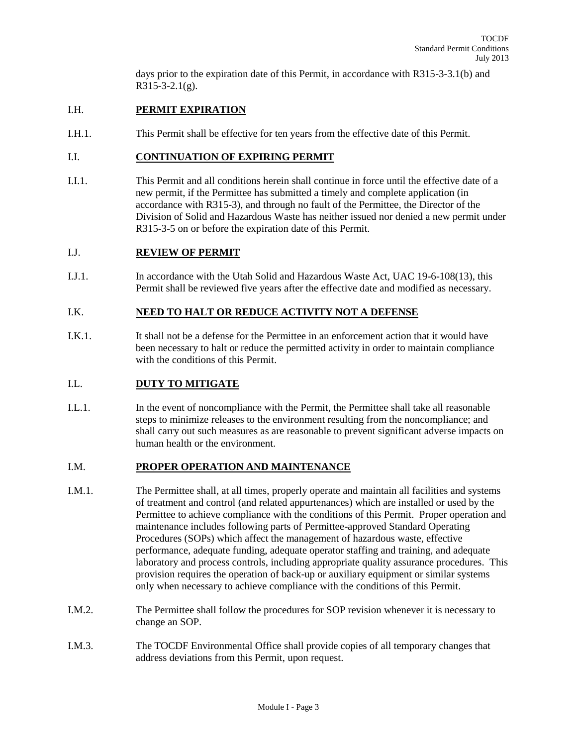days prior to the expiration date of this Permit, in accordance with R315-3-3.1(b) and R315-3-2.1(g).

## I.H. PERMIT EXPIRATION

I.H.1. This Permit shall be effective for ten years from the effective date of this Permit.

## I.I. CONTINUATION OF EXPIRING PERMIT

I.I.1. This Permit and all conditions herein shall continue in force until the effective date of a new permit, if the Permittee has submitted a timely and complete application (in accordance with R315-3), and through no fault of the Permittee, the Director of the Division of Solid and Hazardous Waste has neither issued nor denied a new permit under R315-3-5 on or before the expiration date of this Permit.

## I.J. REVIEW OF PERMIT

I.J.1. In accordance with the Utah Solid and Hazardous Waste Act, UAC 19-6-108(13), this Permit shall be reviewed five years after the effective date and modified as necessary.

## I.K. NEED TO HALT OR REDUCE ACTIVITY NOT A DEFENSE

I.K.1. It shall not be a defense for the Permittee in an enforcement action that it would have been necessary to halt or reduce the permitted activity in order to maintain compliance with the conditions of this Permit.

## I.L. DUTY TO MITIGATE

I.L.1. In the event of noncompliance with the Permit, the Permittee shall take all reasonable steps to minimize releases to the environment resulting from the noncompliance; and shall carry out such measures as are reasonable to prevent significant adverse impacts on human health or the environment.

## I.M. PROPER OPERATION AND MAINTENANCE

I.M.1. The Permittee shall, at all times, properly operate and maintain all facilities and systems of treatment and control (and related appurtenances) which are installed or used by the Permittee to achieve compliance with the conditions of this Permit. Proper operation and maintenance includes following parts of Permittee-approved Standard Operating Procedures (SOPs) which affect the management of hazardous waste, effective performance, adequate funding, adequate operator staffing and training, and adequate laboratory and process controls, including appropriate quality assurance procedures. This provision requires the operation of back-up or auxiliary equipment or similar systems only when necessary to achieve compliance with the conditions of this Permit.

I.M.2. The Permittee shall follow the procedures for SOP revision whenever it is necessary to change an SOP.

I.M.3. The TOCDF Environmental Office shall provide copies of all temporary changes that address deviations from this Permit, upon request.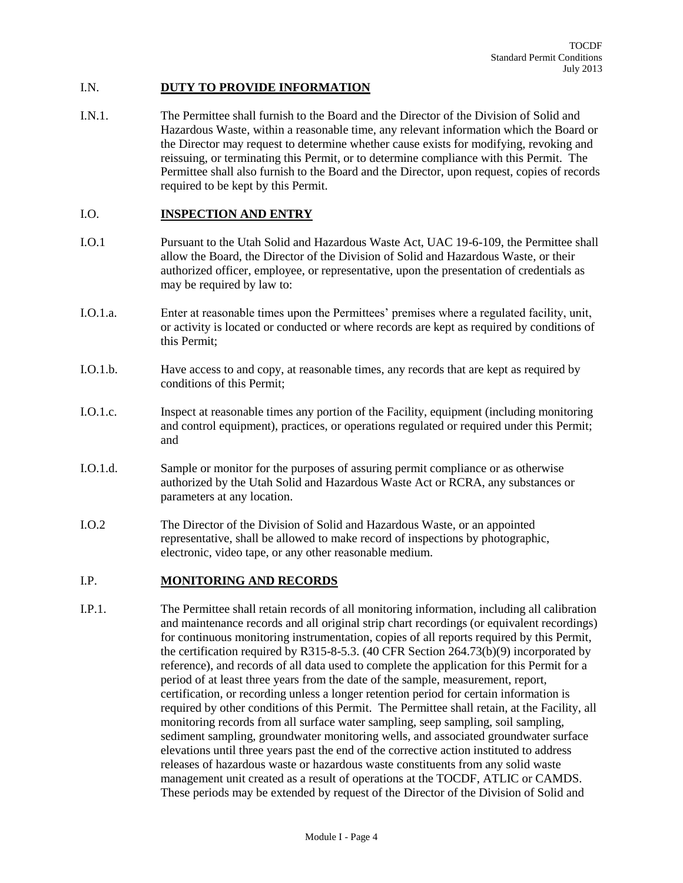## I.N. **DUTY TO PROVIDE INFORMATION**

I.N.1. The Permittee shall furnish to the Board and the Director of the Division of Solid and Hazardous Waste, within a reasonable time, any relevant information which the Board or the Director may request to determine whether cause exists for modifying, revoking and reissuing, or terminating this Permit, or to determine compliance with this Permit. The Permittee shall also furnish to the Board and the Director, upon request, copies of records required to be kept by this Permit.

## I.O. **INSPECTION AND ENTRY**

I.O.1 Pursuant to the Utah Solid and Hazardous Waste Act, UAC 19-6-109, the Permittee shall allow the Board, the Director of the Division of Solid and Hazardous Waste, or their authorized officer, employee, or representative, upon the presentation of credentials as may be required by law to:

I.O.1.a. Enter at reasonable times upon the Permittees' premises where a regulated facility, unit, or activity is located or conducted or where records are kept as required by conditions of this Permit;

I.O.1.b. Have access to and copy, at reasonable times, any records that are kept as required by conditions of this Permit;

I.O.1.c. Inspect at reasonable times any portion of the Facility, equipment (including monitoring and control equipment), practices, or operations regulated or required under this Permit; and

I.O.1.d. Sample or monitor for the purposes of assuring permit compliance or as otherwise authorized by the Utah Solid and Hazardous Waste Act or RCRA, any substances or parameters at any location.

I.O.2 The Director of the Division of Solid and Hazardous Waste, or an appointed representative, shall be allowed to make record of inspections by photographic, electronic, video tape, or any other reasonable medium.

## I.P. **MONITORING AND RECORDS**

I.P.1. The Permittee shall retain records of all monitoring information, including all calibration and maintenance records and all original strip chart recordings (or equivalent recordings) for continuous monitoring instrumentation, copies of all reports required by this Permit, the certification required by R315-8-5.3. (40 CFR Section 264.73(b)(9) incorporated by reference), and records of all data used to complete the application for this Permit for a period of at least three years from the date of the sample, measurement, report, certification, or recording unless a longer retention period for certain information is required by other conditions of this Permit. The Permittee shall retain, at the Facility, all monitoring records from all surface water sampling, seep sampling, soil sampling, sediment sampling, groundwater monitoring wells, and associated groundwater surface elevations until three years past the end of the corrective action instituted to address releases of hazardous waste or hazardous waste constituents from any solid waste management unit created as a result of operations at the TOCDF, ATLIC or CAMDS. These periods may be extended by request of the Director of the Division of Solid and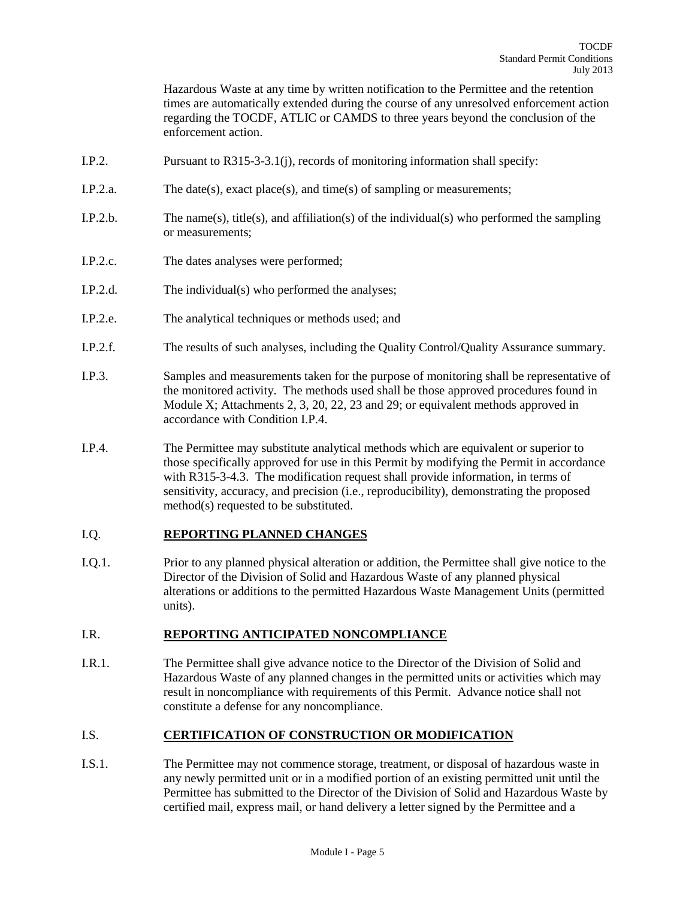Hazardous Waste at any time by written notification to the Permittee and the retention times are automatically extended during the course of any unresolved enforcement action regarding the TOCDF, ATLIC or CAMDS to three years beyond the conclusion of the enforcement action.

I.P.2. Pursuant to R315-3-3.1(j), records of monitoring information shall specify:

I.P.2.a. The date(s), exact place(s), and time(s) of sampling or measurements;

I.P.2.b. The name(s), title(s), and affiliation(s) of the individual(s) who performed the sampling or measurements;

I.P.2.c. The dates analyses were performed;

I.P.2.d. The individual(s) who performed the analyses;

I.P.2.e. The analytical techniques or methods used; and

I.P.2.f. The results of such analyses, including the Quality Control/Quality Assurance summary.

I.P.3. Samples and measurements taken for the purpose of monitoring shall be representative of the monitored activity. The methods used shall be those approved procedures found in Module X; Attachments 2, 3, 20, 22, 23 and 29; or equivalent methods approved in accordance with Condition I.P.4.

I.P.4. The Permittee may substitute analytical methods which are equivalent or superior to those specifically approved for use in this Permit by modifying the Permit in accordance with R315-3-4.3. The modification request shall provide information, in terms of sensitivity, accuracy, and precision (i.e., reproducibility), demonstrating the proposed method(s) requested to be substituted.

## I.Q. REPORTING PLANNED CHANGES

I.Q.1. Prior to any planned physical alteration or addition, the Permittee shall give notice to the Director of the Division of Solid and Hazardous Waste of any planned physical alterations or additions to the permitted Hazardous Waste Management Units (permitted units).

## I.R. REPORTING ANTICIPATED NONCOMPLIANCE

I.R.1. The Permittee shall give advance notice to the Director of the Division of Solid and Hazardous Waste of any planned changes in the permitted units or activities which may result in noncompliance with requirements of this Permit. Advance notice shall not constitute a defense for any noncompliance.

## I.S. CERTIFICATION OF CONSTRUCTION OR MODIFICATION

I.S.1. The Permittee may not commence storage, treatment, or disposal of hazardous waste in any newly permitted unit or in a modified portion of an existing permitted unit until the Permittee has submitted to the Director of the Division of Solid and Hazardous Waste by certified mail, express mail, or hand delivery a letter signed by the Permittee and a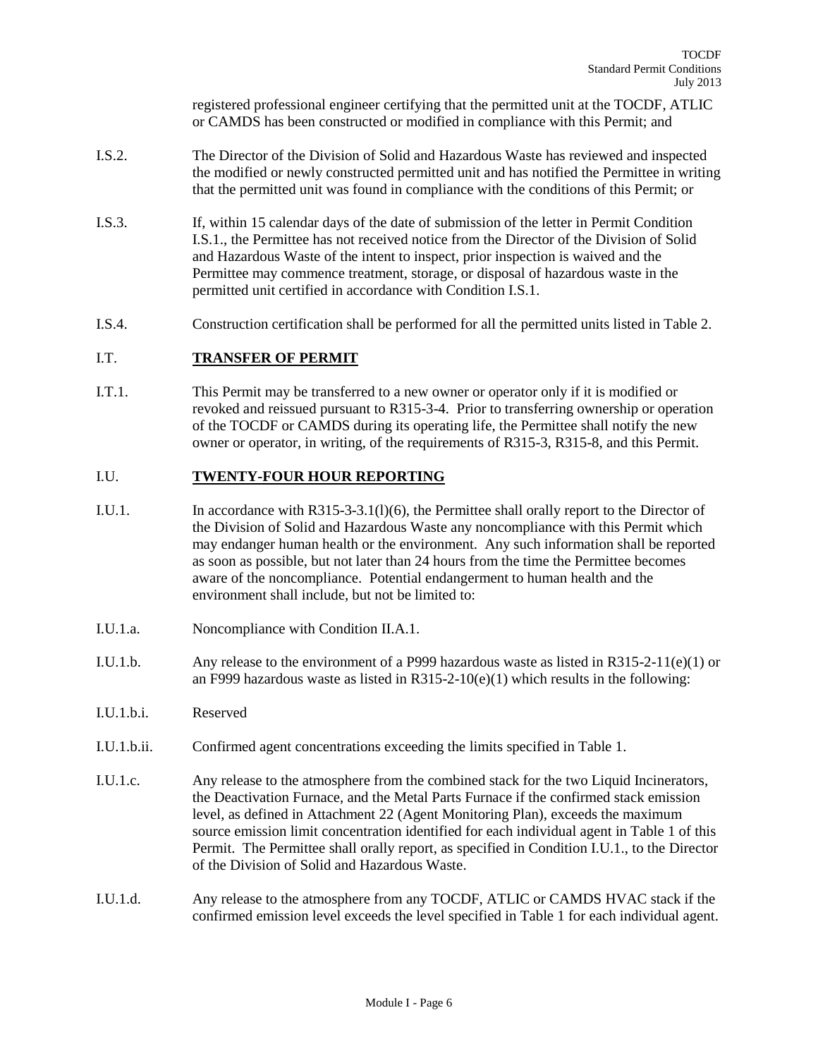registered professional engineer certifying that the permitted unit at the TOCDF, ATLIC or CAMDS has been constructed or modified in compliance with this Permit; and

I.S.2. The Director of the Division of Solid and Hazardous Waste has reviewed and inspected the modified or newly constructed permitted unit and has notified the Permittee in writing that the permitted unit was found in compliance with the conditions of this Permit; or

I.S.3. If, within 15 calendar days of the date of submission of the letter in Permit Condition I.S.1., the Permittee has not received notice from the Director of the Division of Solid and Hazardous Waste of the intent to inspect, prior inspection is waived and the Permittee may commence treatment, storage, or disposal of hazardous waste in the permitted unit certified in accordance with Condition I.S.1.

I.S.4. Construction certification shall be performed for all the permitted units listed in Table 2.

## I.T. **TRANSFER OF PERMIT**

I.T.1. This Permit may be transferred to a new owner or operator only if it is modified or revoked and reissued pursuant to R315-3-4. Prior to transferring ownership or operation of the TOCDF or CAMDS during its operating life, the Permittee shall notify the new owner or operator, in writing, of the requirements of R315-3, R315-8, and this Permit.

## I.U. **TWENTY-FOUR HOUR REPORTING**

I.U.1. In accordance with R315-3-3.1(l)(6), the Permittee shall orally report to the Director of the Division of Solid and Hazardous Waste any noncompliance with this Permit which may endanger human health or the environment. Any such information shall be reported as soon as possible, but not later than 24 hours from the time the Permittee becomes aware of the noncompliance. Potential endangerment to human health and the environment shall include, but not be limited to:

I.U.1.a. Noncompliance with Condition II.A.1.

I.U.1.b. Any release to the environment of a P999 hazardous waste as listed in R315-2-11(e)(1) or an F999 hazardous waste as listed in R315-2-10(e)(1) which results in the following:

I.U.1.b.i. Reserved

I.U.1.b.ii. Confirmed agent concentrations exceeding the limits specified in Table 1.

I.U.1.c. Any release to the atmosphere from the combined stack for the two Liquid Incinerators, the Deactivation Furnace, and the Metal Parts Furnace if the confirmed stack emission level, as defined in Attachment 22 (Agent Monitoring Plan), exceeds the maximum source emission limit concentration identified for each individual agent in Table 1 of this Permit. The Permittee shall orally report, as specified in Condition I.U.1., to the Director of the Division of Solid and Hazardous Waste.

I.U.1.d. Any release to the atmosphere from any TOCDF, ATLIC or CAMDS HVAC stack if the confirmed emission level exceeds the level specified in Table 1 for each individual agent.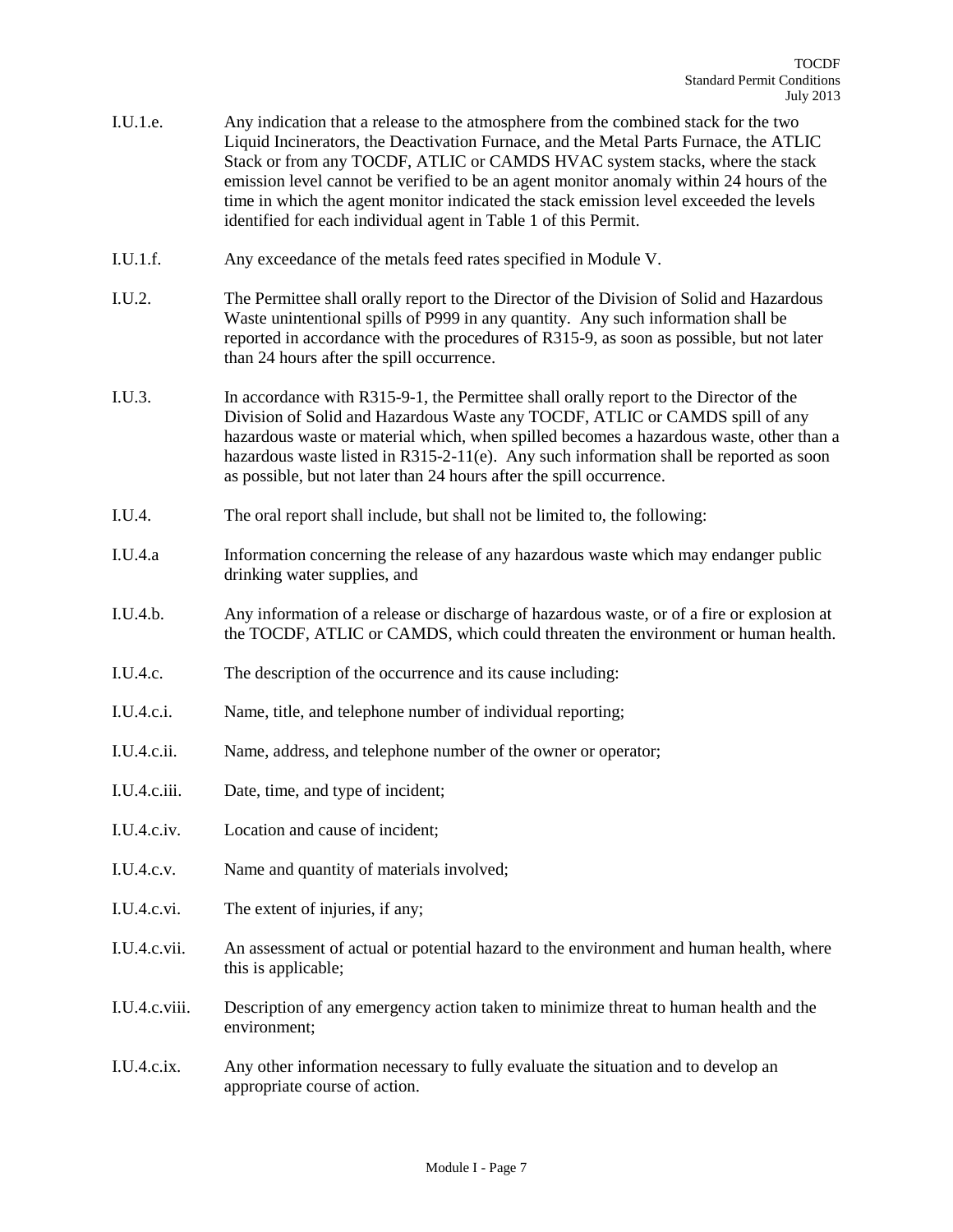I.U.1.e. Any indication that a release to the atmosphere from the combined stack for the two Liquid Incinerators, the Deactivation Furnace, and the Metal Parts Furnace, the ATLIC Stack or from any TOCDF, ATLIC or CAMDS HVAC system stacks, where the stack emission level cannot be verified to be an agent monitor anomaly within 24 hours of the time in which the agent monitor indicated the stack emission level exceeded the levels identified for each individual agent in Table 1 of this Permit.

I.U.1.f. Any exceedance of the metals feed rates specified in Module V.

I.U.2. The Permittee shall orally report to the Director of the Division of Solid and Hazardous Waste unintentional spills of P999 in any quantity. Any such information shall be reported in accordance with the procedures of R315-9, as soon as possible, but not later than 24 hours after the spill occurrence.

I.U.3. In accordance with R315-9-1, the Permittee shall orally report to the Director of the Division of Solid and Hazardous Waste any TOCDF, ATLIC or CAMDS spill of any hazardous waste or material which, when spilled becomes a hazardous waste, other than a hazardous waste listed in R315-2-11(e). Any such information shall be reported as soon as possible, but not later than 24 hours after the spill occurrence.

I.U.4. The oral report shall include, but shall not be limited to, the following:

I.U.4.a Information concerning the release of any hazardous waste which may endanger public drinking water supplies, and

I.U.4.b. Any information of a release or discharge of hazardous waste, or of a fire or explosion at the TOCDF, ATLIC or CAMDS, which could threaten the environment or human health.

I.U.4.c. The description of the occurrence and its cause including:

I.U.4.c.i. Name, title, and telephone number of individual reporting;

I.U.4.c.ii. Name, address, and telephone number of the owner or operator;

I.U.4.c.iii. Date, time, and type of incident;

I.U.4.c.iv. Location and cause of incident;

I.U.4.c.v. Name and quantity of materials involved;

I.U.4.c.vi. The extent of injuries, if any;

I.U.4.c.vii. An assessment of actual or potential hazard to the environment and human health, where this is applicable;

I.U.4.c.viii. Description of any emergency action taken to minimize threat to human health and the environment;

I.U.4.c.ix. Any other information necessary to fully evaluate the situation and to develop an appropriate course of action.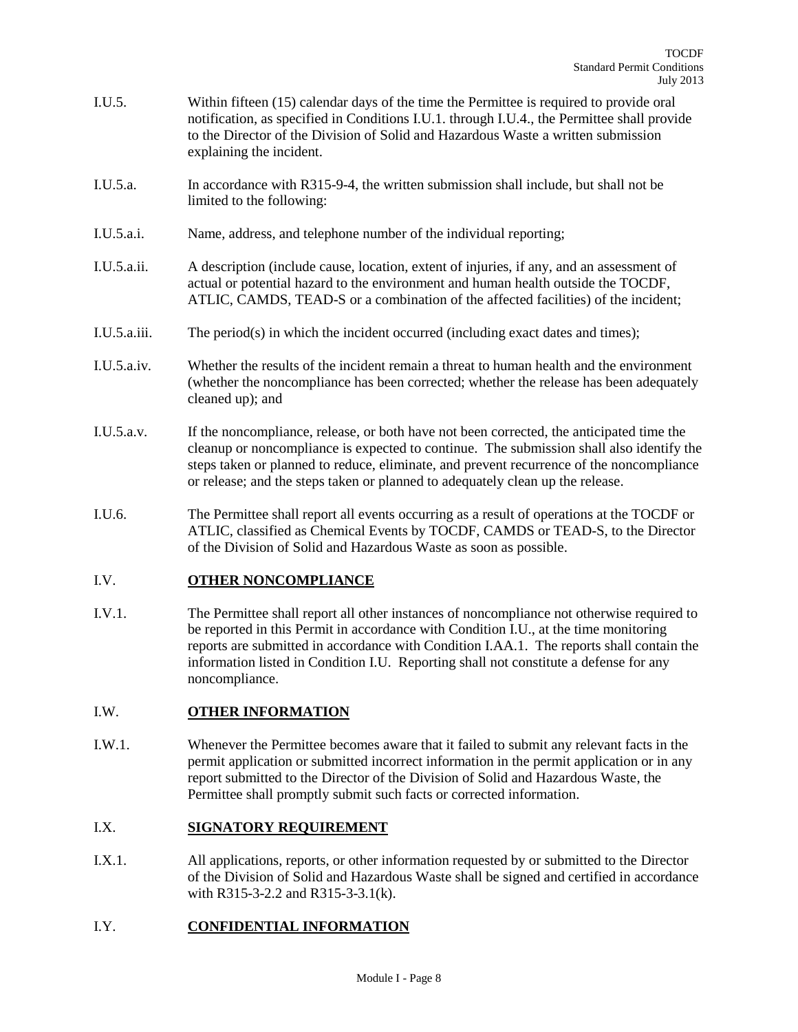I.U.5. Within fifteen (15) calendar days of the time the Permittee is required to provide oral notification, as specified in Conditions I.U.1. through I.U.4., the Permittee shall provide to the Director of the Division of Solid and Hazardous Waste a written submission explaining the incident.

I.U.5.a. In accordance with R315-9-4, the written submission shall include, but shall not be limited to the following:

I.U.5.a.i. Name, address, and telephone number of the individual reporting;

I.U.5.a.ii. A description (include cause, location, extent of injuries, if any, and an assessment of actual or potential hazard to the environment and human health outside the TOCDF, ATLIC, CAMDS, TEAD-S or a combination of the affected facilities) of the incident;

I.U.5.a.iii. The period(s) in which the incident occurred (including exact dates and times);

I.U.5.a.iv. Whether the results of the incident remain a threat to human health and the environment (whether the noncompliance has been corrected; whether the release has been adequately cleaned up); and

I.U.5.a.v. If the noncompliance, release, or both have not been corrected, the anticipated time the cleanup or noncompliance is expected to continue. The submission shall also identify the steps taken or planned to reduce, eliminate, and prevent recurrence of the noncompliance or release; and the steps taken or planned to adequately clean up the release.

I.U.6. The Permittee shall report all events occurring as a result of operations at the TOCDF or ATLIC, classified as Chemical Events by TOCDF, CAMDS or TEAD-S, to the Director of the Division of Solid and Hazardous Waste as soon as possible.

## I.V. OTHER NONCOMPLIANCE

I.V.1. The Permittee shall report all other instances of noncompliance not otherwise required to be reported in this Permit in accordance with Condition I.U., at the time monitoring reports are submitted in accordance with Condition I.AA.1. The reports shall contain the information listed in Condition I.U. Reporting shall not constitute a defense for any noncompliance.

## I.W. OTHER INFORMATION

I.W.1. Whenever the Permittee becomes aware that it failed to submit any relevant facts in the permit application or submitted incorrect information in the permit application or in any report submitted to the Director of the Division of Solid and Hazardous Waste, the Permittee shall promptly submit such facts or corrected information.

## I.X. SIGNATORY REQUIREMENT

I.X.1. All applications, reports, or other information requested by or submitted to the Director of the Division of Solid and Hazardous Waste shall be signed and certified in accordance with R315-3-2.2 and R315-3-3.1(k).

## I.Y. CONFIDENTIAL INFORMATION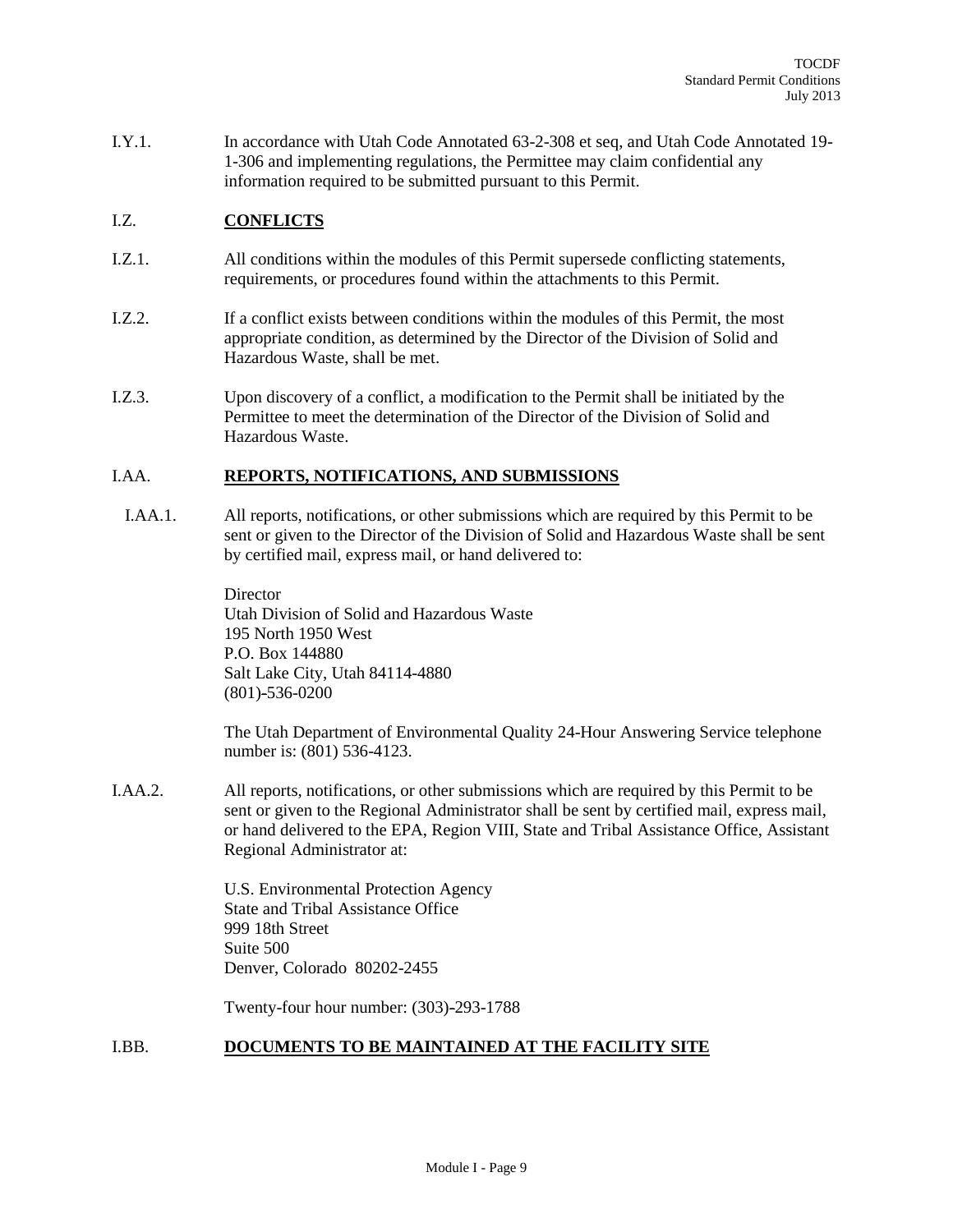I.Y.1. In accordance with Utah Code Annotated 63-2-308 et seq, and Utah Code Annotated 19-1-306 and implementing regulations, the Permittee may claim confidential any information required to be submitted pursuant to this Permit.

## I.Z. CONFLICTS

I.Z.1. All conditions within the modules of this Permit supersede conflicting statements, requirements, or procedures found within the attachments to this Permit.

I.Z.2. If a conflict exists between conditions within the modules of this Permit, the most appropriate condition, as determined by the Director of the Division of Solid and Hazardous Waste, shall be met.

I.Z.3. Upon discovery of a conflict, a modification to the Permit shall be initiated by the Permittee to meet the determination of the Director of the Division of Solid and Hazardous Waste.

## I.AA. REPORTS, NOTIFICATIONS, AND SUBMISSIONS

I.AA.1. All reports, notifications, or other submissions which are required by this Permit to be sent or given to the Director of the Division of Solid and Hazardous Waste shall be sent by certified mail, express mail, or hand delivered to:

Director
Utah Division of Solid and Hazardous Waste
195 North 1950 West
P.O. Box 144880
Salt Lake City, Utah 84114-4880
(801)-536-0200

The Utah Department of Environmental Quality 24-Hour Answering Service telephone number is: (801) 536-4123.

I.AA.2. All reports, notifications, or other submissions which are required by this Permit to be sent or given to the Regional Administrator shall be sent by certified mail, express mail, or hand delivered to the EPA, Region VIII, State and Tribal Assistance Office, Assistant Regional Administrator at:

U.S. Environmental Protection Agency
State and Tribal Assistance Office
999 18th Street
Suite 500
Denver, Colorado 80202-2455

Twenty-four hour number: (303)-293-1788

## I.BB. DOCUMENTS TO BE MAINTAINED AT THE FACILITY SITE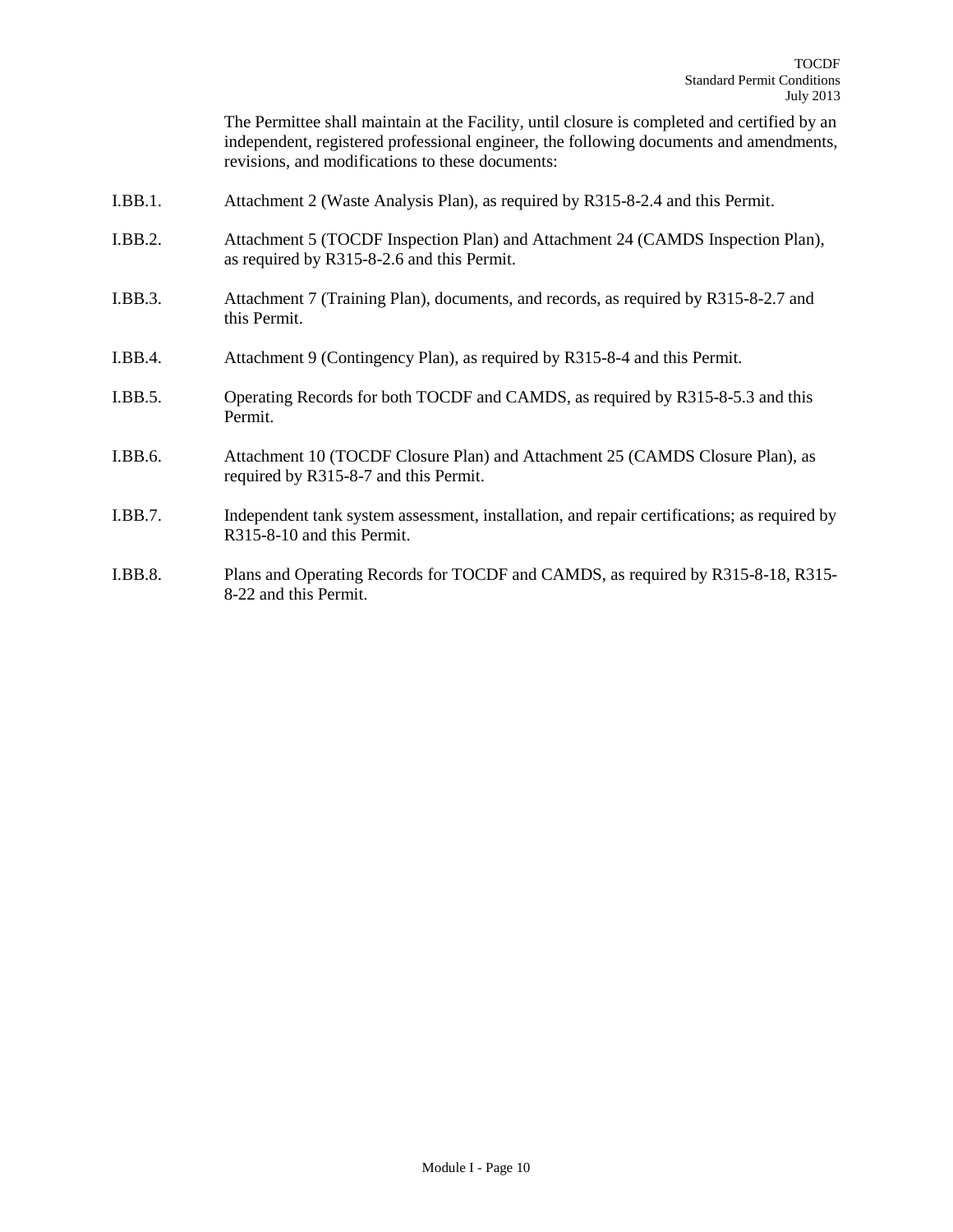The Permittee shall maintain at the Facility, until closure is completed and certified by an independent, registered professional engineer, the following documents and amendments, revisions, and modifications to these documents:

I.BB.1. Attachment 2 (Waste Analysis Plan), as required by R315-8-2.4 and this Permit.

I.BB.2. Attachment 5 (TOCDF Inspection Plan) and Attachment 24 (CAMDS Inspection Plan), as required by R315-8-2.6 and this Permit.

I.BB.3. Attachment 7 (Training Plan), documents, and records, as required by R315-8-2.7 and this Permit.

I.BB.4. Attachment 9 (Contingency Plan), as required by R315-8-4 and this Permit.

I.BB.5. Operating Records for both TOCDF and CAMDS, as required by R315-8-5.3 and this Permit.

I.BB.6. Attachment 10 (TOCDF Closure Plan) and Attachment 25 (CAMDS Closure Plan), as required by R315-8-7 and this Permit.

I.BB.7. Independent tank system assessment, installation, and repair certifications; as required by R315-8-10 and this Permit.

I.BB.8. Plans and Operating Records for TOCDF and CAMDS, as required by R315-8-18, R315-8-22 and this Permit.